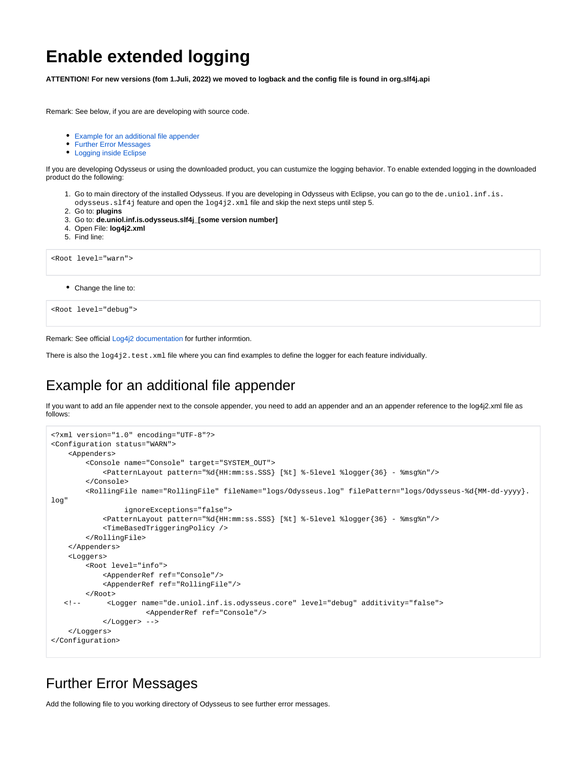# Enable extended logging

**ATTENTION! For new versions (fom 1.Juli, 2022) we moved to logback and the config file is found in org.slf4j.api**

Remark: See below, if you are are developing with source code.

- Example for an additional file appender
- Further Error Messages
- Logging inside Eclipse

If you are developing Odysseus or using the downloaded product, you can custumize the logging behavior. To enable extended logging in the downloaded product do the following:

1. Go to main directory of the installed Odysseus. If you are developing in Odysseus with Eclipse, you can go to the `de.uniol.inf.is.odysseus.slf4j` feature and open the `log4j2.xml` file and skip the next steps until step 5.
2. Go to: **plugins**
3. Go to: **de.uniol.inf.is.odysseus.slf4j_[some version number]**
4. Open File: **log4j2.xml**
5. Find line:

```
<Root level="warn">
```

- Change the line to:

```
<Root level="debug">
```

Remark: See official Log4j2 documentation for further informtion.

There is also the `log4j2.test.xml` file where you can find examples to define the logger for each feature individually.

## Example for an additional file appender

If you want to add an file appender next to the console appender, you need to add an appender and an an appender reference to the log4j2.xml file as follows:

```
<?xml version="1.0" encoding="UTF-8"?>
<Configuration status="WARN">
    <Appenders>
        <Console name="Console" target="SYSTEM_OUT">
            <PatternLayout pattern="%d{HH:mm:ss.SSS} [%t] %-5level %logger{36} - %msg%n"/>
        </Console>
        <RollingFile name="RollingFile" fileName="logs/Odysseus.log" filePattern="logs/Odysseus-%d{MM-dd-yyyy}.
log"
                 ignoreExceptions="false">
            <PatternLayout pattern="%d{HH:mm:ss.SSS} [%t] %-5level %logger{36} - %msg%n"/>
            <TimeBasedTriggeringPolicy />
        </RollingFile>
    </Appenders>
    <Loggers>
        <Root level="info">
            <AppenderRef ref="Console"/>
            <AppenderRef ref="RollingFile"/>
        </Root>
   <!--       <Logger name="de.uniol.inf.is.odysseus.core" level="debug" additivity="false">
                      <AppenderRef ref="Console"/>
            </Logger> -->
    </Loggers>
</Configuration>
```

## Further Error Messages

Add the following file to you working directory of Odysseus to see further error messages.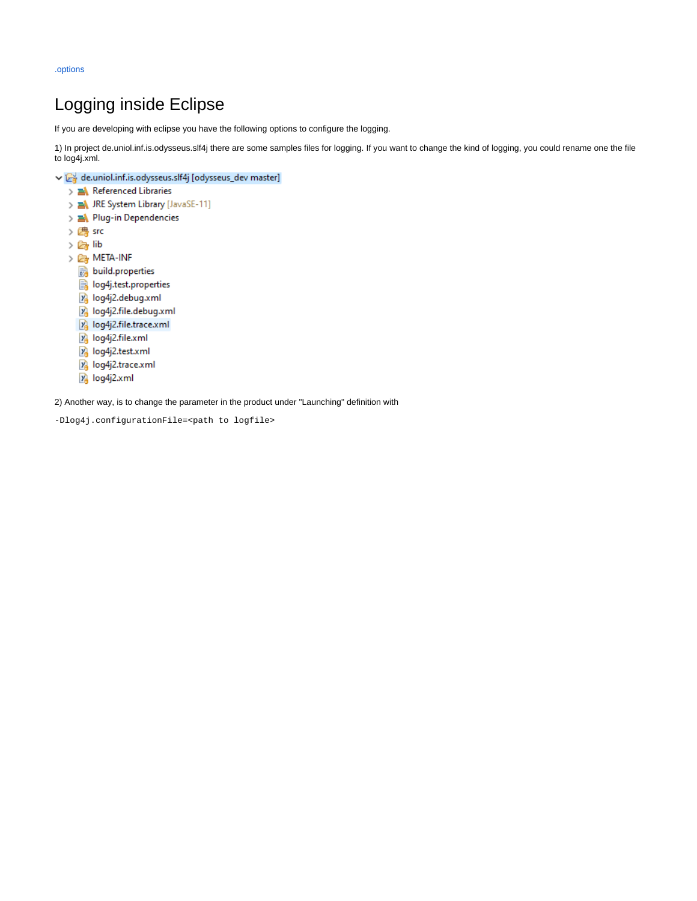.options

# Logging inside Eclipse

If you are developing with eclipse you have the following options to configure the logging.

1) In project de.uniol.inf.is.odysseus.slf4j there are some samples files for logging. If you want to change the kind of logging, you could rename one the file to log4j.xml.

- de.uniol.inf.is.odysseus.slf4j [odysseus_dev master]
  - Referenced Libraries
  - JRE System Library [JavaSE-11]
  - Plug-in Dependencies
  - src
  - lib
  - META-INF
  - build.properties
  - log4j.test.properties
  - log4j2.debug.xml
  - log4j2.file.debug.xml
  - log4j2.file.trace.xml
  - log4j2.file.xml
  - log4j2.test.xml
  - log4j2.trace.xml
  - log4j2.xml

2) Another way, is to change the parameter in the product under "Launching" definition with

```
-Dlog4j.configurationFile=<path to logfile>
```